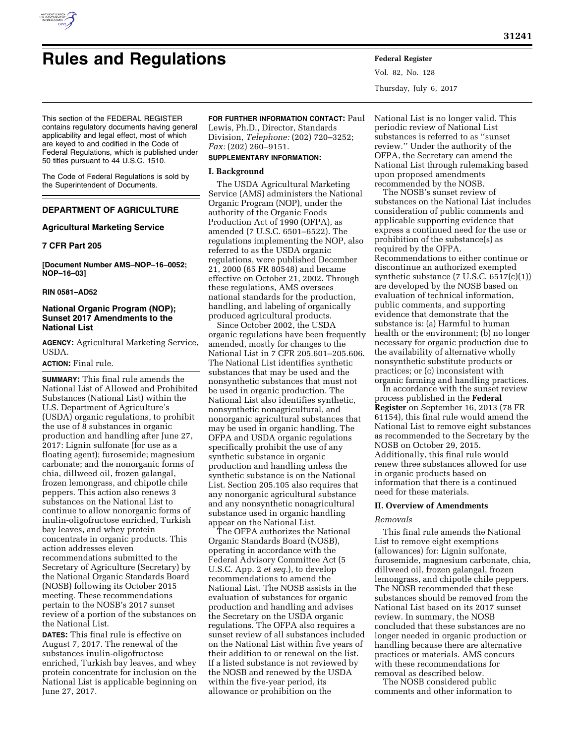# Rules and Regulations

This section of the FEDERAL REGISTER contains regulatory documents having general applicability and legal effect, most of which are keyed to and codified in the Code of Federal Regulations, which is published under 50 titles pursuant to 44 U.S.C. 1510.

The Code of Federal Regulations is sold by the Superintendent of Documents.

## DEPARTMENT OF AGRICULTURE

### Agricultural Marketing Service

### 7 CFR Part 205

**[Document Number AMS–NOP–16–0052; NOP–16–03]**

**RIN 0581–AD52**

### National Organic Program (NOP); Sunset 2017 Amendments to the National List

**AGENCY:** Agricultural Marketing Service, USDA.

**ACTION:** Final rule.

**SUMMARY:** This final rule amends the National List of Allowed and Prohibited Substances (National List) within the U.S. Department of Agriculture's (USDA) organic regulations, to prohibit the use of 8 substances in organic production and handling after June 27, 2017: Lignin sulfonate (for use as a floating agent); furosemide; magnesium carbonate; and the nonorganic forms of chia, dillweed oil, frozen galangal, frozen lemongrass, and chipotle chile peppers. This action also renews 3 substances on the National List to continue to allow nonorganic forms of inulin-oligofructose enriched, Turkish bay leaves, and whey protein concentrate in organic products. This action addresses eleven recommendations submitted to the Secretary of Agriculture (Secretary) by the National Organic Standards Board (NOSB) following its October 2015 meeting. These recommendations pertain to the NOSB's 2017 sunset review of a portion of the substances on the National List.

**DATES:** This final rule is effective on August 7, 2017. The renewal of the substances inulin-oligofructose enriched, Turkish bay leaves, and whey protein concentrate for inclusion on the National List is applicable beginning on June 27, 2017.

**FOR FURTHER INFORMATION CONTACT:** Paul Lewis, Ph.D., Director, Standards Division, *Telephone:* (202) 720–3252; *Fax:* (202) 260–9151.

**SUPPLEMENTARY INFORMATION:**

**I. Background**

The USDA Agricultural Marketing Service (AMS) administers the National Organic Program (NOP), under the authority of the Organic Foods Production Act of 1990 (OFPA), as amended (7 U.S.C. 6501–6522). The regulations implementing the NOP, also referred to as the USDA organic regulations, were published December 21, 2000 (65 FR 80548) and became effective on October 21, 2002. Through these regulations, AMS oversees national standards for the production, handling, and labeling of organically produced agricultural products.

Since October 2002, the USDA organic regulations have been frequently amended, mostly for changes to the National List in 7 CFR 205.601–205.606. The National List identifies synthetic substances that may be used and the nonsynthetic substances that must not be used in organic production. The National List also identifies synthetic, nonsynthetic nonagricultural, and nonorganic agricultural substances that may be used in organic handling. The OFPA and USDA organic regulations specifically prohibit the use of any synthetic substance in organic production and handling unless the synthetic substance is on the National List. Section 205.105 also requires that any nonorganic agricultural substance and any nonsynthetic nonagricultural substance used in organic handling appear on the National List.

The OFPA authorizes the National Organic Standards Board (NOSB), operating in accordance with the Federal Advisory Committee Act (5 U.S.C. App. 2 *et seq.*), to develop recommendations to amend the National List. The NOSB assists in the evaluation of substances for organic production and handling and advises the Secretary on the USDA organic regulations. The OFPA also requires a sunset review of all substances included on the National List within five years of their addition to or renewal on the list. If a listed substance is not reviewed by the NOSB and renewed by the USDA within the five-year period, its allowance or prohibition on the National List is no longer valid. This periodic review of National List substances is referred to as ''sunset review.'' Under the authority of the OFPA, the Secretary can amend the National List through rulemaking based upon proposed amendments recommended by the NOSB.

The NOSB's sunset review of substances on the National List includes consideration of public comments and applicable supporting evidence that express a continued need for the use or prohibition of the substance(s) as required by the OFPA. Recommendations to either continue or discontinue an authorized exempted synthetic substance (7 U.S.C. 6517(c)(1)) are developed by the NOSB based on evaluation of technical information, public comments, and supporting evidence that demonstrate that the substance is: (a) Harmful to human health or the environment; (b) no longer necessary for organic production due to the availability of alternative wholly nonsynthetic substitute products or practices; or (c) inconsistent with organic farming and handling practices.

In accordance with the sunset review process published in the **Federal Register** on September 16, 2013 (78 FR 61154), this final rule would amend the National List to remove eight substances as recommended to the Secretary by the NOSB on October 29, 2015. Additionally, this final rule would renew three substances allowed for use in organic products based on information that there is a continued need for these materials.

**II. Overview of Amendments**

*Removals*

This final rule amends the National List to remove eight exemptions (allowances) for: Lignin sulfonate, furosemide, magnesium carbonate, chia, dillweed oil, frozen galangal, frozen lemongrass, and chipotle chile peppers. The NOSB recommended that these substances should be removed from the National List based on its 2017 sunset review. In summary, the NOSB concluded that these substances are no longer needed in organic production or handling because there are alternative practices or materials. AMS concurs with these recommendations for removal as described below.

The NOSB considered public comments and other information to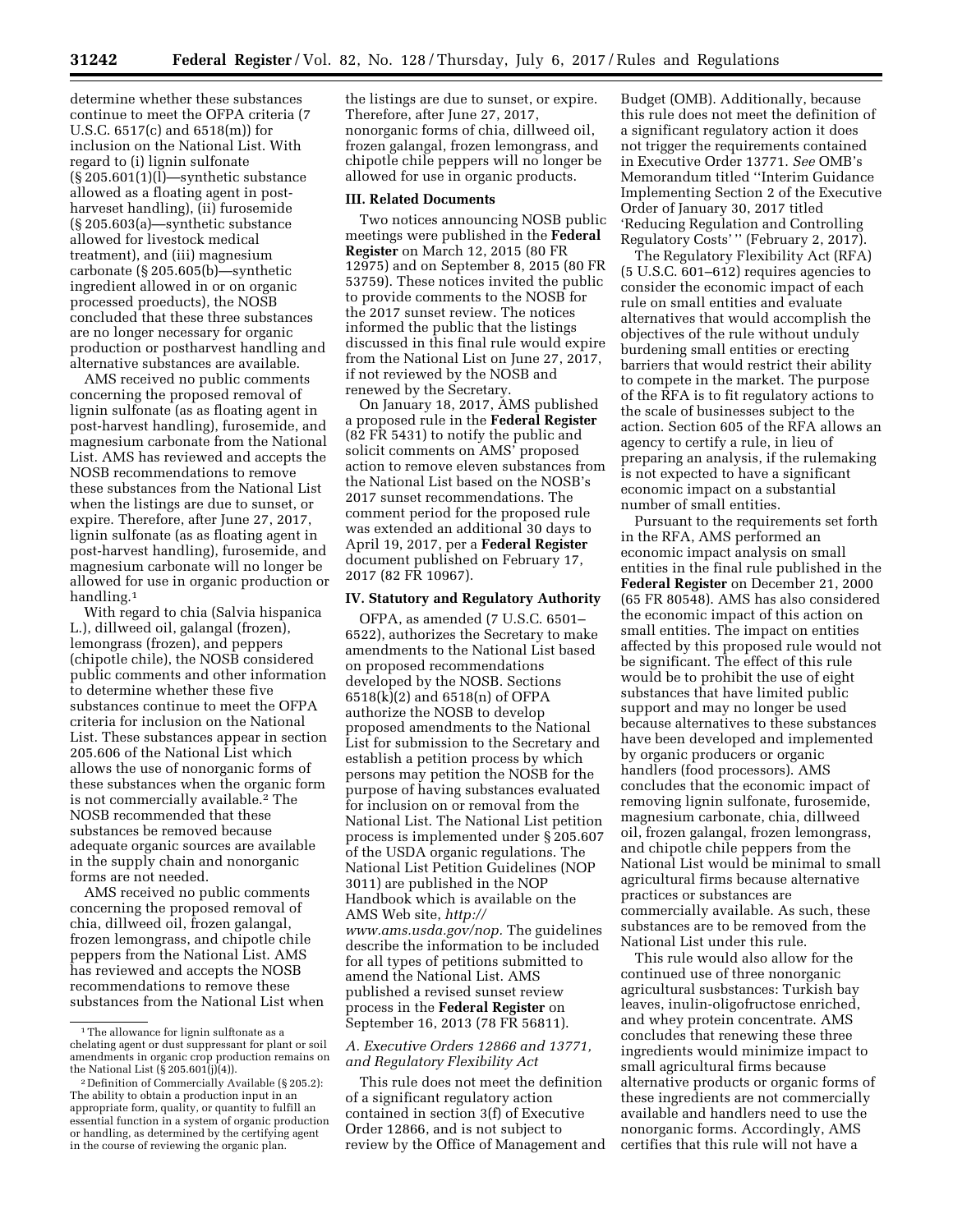determine whether these substances continue to meet the OFPA criteria (7 U.S.C. 6517(c) and 6518(m)) for inclusion on the National List. With regard to (i) lignin sulfonate (§ 205.601(1)(l)—synthetic substance allowed as a floating agent in post-harveset handling), (ii) furosemide (§ 205.603(a)—synthetic substance allowed for livestock medical treatment), and (iii) magnesium carbonate (§ 205.605(b)—synthetic ingredient allowed in or on organic processed proeducts), the NOSB concluded that these three substances are no longer necessary for organic production or postharvest handling and alternative substances are available.

AMS received no public comments concerning the proposed removal of lignin sulfonate (as as floating agent in post-harvest handling), furosemide, and magnesium carbonate from the National List. AMS has reviewed and accepts the NOSB recommendations to remove these substances from the National List when the listings are due to sunset, or expire. Therefore, after June 27, 2017, lignin sulfonate (as as floating agent in post-harvest handling), furosemide, and magnesium carbonate will no longer be allowed for use in organic production or handling.[1]

With regard to chia (Salvia hispanica L.), dillweed oil, galangal (frozen), lemongrass (frozen), and peppers (chipotle chile), the NOSB considered public comments and other information to determine whether these five substances continue to meet the OFPA criteria for inclusion on the National List. These substances appear in section 205.606 of the National List which allows the use of nonorganic forms of these substances when the organic form is not commercially available.[2] The NOSB recommended that these substances be removed because adequate organic sources are available in the supply chain and nonorganic forms are not needed.

AMS received no public comments concerning the proposed removal of chia, dillweed oil, frozen galangal, frozen lemongrass, and chipotle chile peppers from the National List. AMS has reviewed and accepts the NOSB recommendations to remove these substances from the National List when the listings are due to sunset, or expire. Therefore, after June 27, 2017, nonorganic forms of chia, dillweed oil, frozen galangal, frozen lemongrass, and chipotle chile peppers will no longer be allowed for use in organic products.

## III. Related Documents

Two notices announcing NOSB public meetings were published in the **Federal Register** on March 12, 2015 (80 FR 12975) and on September 8, 2015 (80 FR 53759). These notices invited the public to provide comments to the NOSB for the 2017 sunset review. The notices informed the public that the listings discussed in this final rule would expire from the National List on June 27, 2017, if not reviewed by the NOSB and renewed by the Secretary.

On January 18, 2017, AMS published a proposed rule in the **Federal Register** (82 FR 5431) to notify the public and solicit comments on AMS' proposed action to remove eleven substances from the National List based on the NOSB's 2017 sunset recommendations. The comment period for the proposed rule was extended an additional 30 days to April 19, 2017, per a **Federal Register** document published on February 17, 2017 (82 FR 10967).

## IV. Statutory and Regulatory Authority

OFPA, as amended (7 U.S.C. 6501–6522), authorizes the Secretary to make amendments to the National List based on proposed recommendations developed by the NOSB. Sections 6518(k)(2) and 6518(n) of OFPA authorize the NOSB to develop proposed amendments to the National List for submission to the Secretary and establish a petition process by which persons may petition the NOSB for the purpose of having substances evaluated for inclusion on or removal from the National List. The National List petition process is implemented under § 205.607 of the USDA organic regulations. The National List Petition Guidelines (NOP 3011) are published in the NOP Handbook which is available on the AMS Web site, *http://www.ams.usda.gov/nop.* The guidelines describe the information to be included for all types of petitions submitted to amend the National List. AMS published a revised sunset review process in the **Federal Register** on September 16, 2013 (78 FR 56811).

### *A. Executive Orders 12866 and 13771, and Regulatory Flexibility Act*

This rule does not meet the definition of a significant regulatory action contained in section 3(f) of Executive Order 12866, and is not subject to review by the Office of Management and Budget (OMB). Additionally, because this rule does not meet the definition of a significant regulatory action it does not trigger the requirements contained in Executive Order 13771. *See* OMB's Memorandum titled ''Interim Guidance Implementing Section 2 of the Executive Order of January 30, 2017 titled 'Reducing Regulation and Controlling Regulatory Costs' '' (February 2, 2017).

The Regulatory Flexibility Act (RFA) (5 U.S.C. 601–612) requires agencies to consider the economic impact of each rule on small entities and evaluate alternatives that would accomplish the objectives of the rule without unduly burdening small entities or erecting barriers that would restrict their ability to compete in the market. The purpose of the RFA is to fit regulatory actions to the scale of businesses subject to the action. Section 605 of the RFA allows an agency to certify a rule, in lieu of preparing an analysis, if the rulemaking is not expected to have a significant economic impact on a substantial number of small entities.

Pursuant to the requirements set forth in the RFA, AMS performed an economic impact analysis on small entities in the final rule published in the **Federal Register** on December 21, 2000 (65 FR 80548). AMS has also considered the economic impact of this action on small entities. The impact on entities affected by this proposed rule would not be significant. The effect of this rule would be to prohibit the use of eight substances that have limited public support and may no longer be used because alternatives to these substances have been developed and implemented by organic producers or organic handlers (food processors). AMS concludes that the economic impact of removing lignin sulfonate, furosemide, magnesium carbonate, chia, dillweed oil, frozen galangal, frozen lemongrass, and chipotle chile peppers from the National List would be minimal to small agricultural firms because alternative practices or substances are commercially available. As such, these substances are to be removed from the National List under this rule.

This rule would also allow for the continued use of three nonorganic agricultural susbstances: Turkish bay leaves, inulin-oligofructose enriched, and whey protein concentrate. AMS concludes that renewing these three ingredients would minimize impact to small agricultural firms because alternative products or organic forms of these ingredients are not commercially available and handlers need to use the nonorganic forms. Accordingly, AMS certifies that this rule will not have a

---

[1] The allowance for lignin sulftonate as a chelating agent or dust suppressant for plant or soil amendments in organic crop production remains on the National List (§ 205.601(j)(4)).

[2] Definition of Commercially Available (§ 205.2): The ability to obtain a production input in an appropriate form, quality, or quantity to fulfill an essential function in a system of organic production or handling, as determined by the certifying agent in the course of reviewing the organic plan.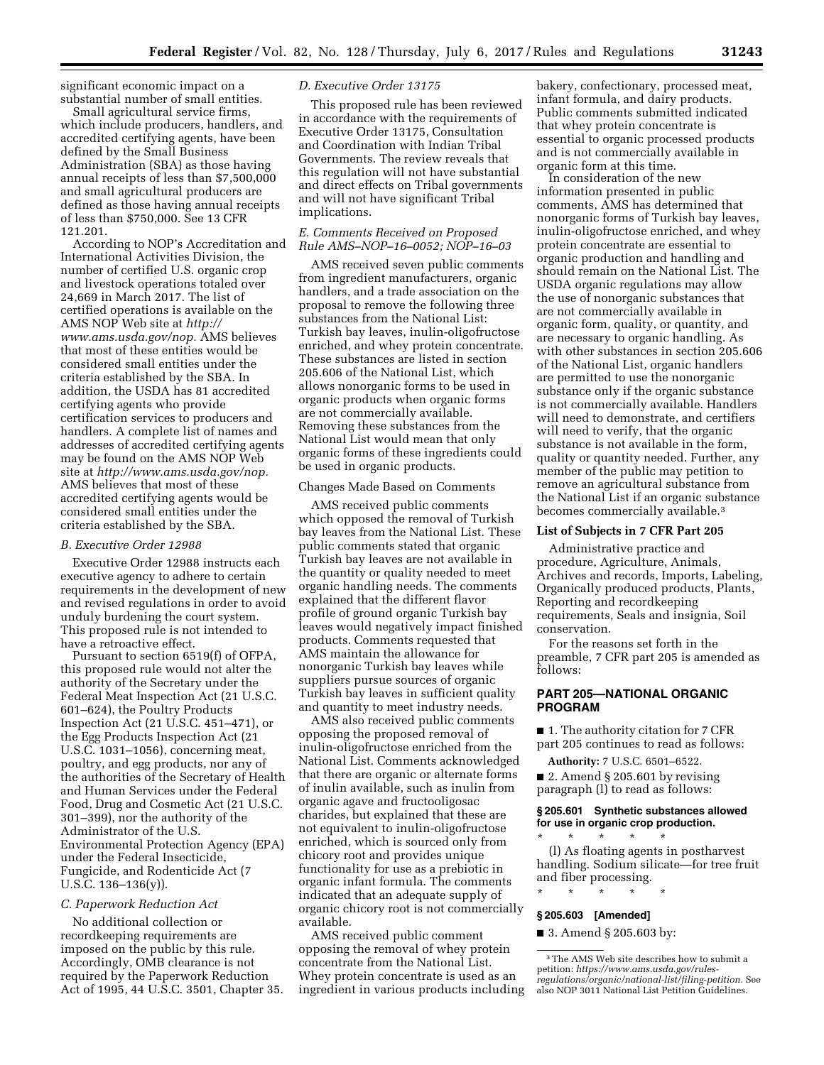significant economic impact on a substantial number of small entities.

Small agricultural service firms, which include producers, handlers, and accredited certifying agents, have been defined by the Small Business Administration (SBA) as those having annual receipts of less than $7,500,000 and small agricultural producers are defined as those having annual receipts of less than $750,000. See 13 CFR 121.201.

According to NOP's Accreditation and International Activities Division, the number of certified U.S. organic crop and livestock operations totaled over 24,669 in March 2017. The list of certified operations is available on the AMS NOP Web site at *http://www.ams.usda.gov/nop.* AMS believes that most of these entities would be considered small entities under the criteria established by the SBA. In addition, the USDA has 81 accredited certifying agents who provide certification services to producers and handlers. A complete list of names and addresses of accredited certifying agents may be found on the AMS NOP Web site at *http://www.ams.usda.gov/nop.* AMS believes that most of these accredited certifying agents would be considered small entities under the criteria established by the SBA.

### *B. Executive Order 12988*

Executive Order 12988 instructs each executive agency to adhere to certain requirements in the development of new and revised regulations in order to avoid unduly burdening the court system. This proposed rule is not intended to have a retroactive effect.

Pursuant to section 6519(f) of OFPA, this proposed rule would not alter the authority of the Secretary under the Federal Meat Inspection Act (21 U.S.C. 601–624), the Poultry Products Inspection Act (21 U.S.C. 451–471), or the Egg Products Inspection Act (21 U.S.C. 1031–1056), concerning meat, poultry, and egg products, nor any of the authorities of the Secretary of Health and Human Services under the Federal Food, Drug and Cosmetic Act (21 U.S.C. 301–399), nor the authority of the Administrator of the U.S. Environmental Protection Agency (EPA) under the Federal Insecticide, Fungicide, and Rodenticide Act (7 U.S.C. 136–136(y)).

### *C. Paperwork Reduction Act*

No additional collection or recordkeeping requirements are imposed on the public by this rule. Accordingly, OMB clearance is not required by the Paperwork Reduction Act of 1995, 44 U.S.C. 3501, Chapter 35.

### *D. Executive Order 13175*

This proposed rule has been reviewed in accordance with the requirements of Executive Order 13175, Consultation and Coordination with Indian Tribal Governments. The review reveals that this regulation will not have substantial and direct effects on Tribal governments and will not have significant Tribal implications.

### *E. Comments Received on Proposed Rule AMS–NOP–16–0052; NOP–16–03*

AMS received seven public comments from ingredient manufacturers, organic handlers, and a trade association on the proposal to remove the following three substances from the National List: Turkish bay leaves, inulin-oligofructose enriched, and whey protein concentrate. These substances are listed in section 205.606 of the National List, which allows nonorganic forms to be used in organic products when organic forms are not commercially available. Removing these substances from the National List would mean that only organic forms of these ingredients could be used in organic products.

Changes Made Based on Comments

AMS received public comments which opposed the removal of Turkish bay leaves from the National List. These public comments stated that organic Turkish bay leaves are not available in the quantity or quality needed to meet organic handling needs. The comments explained that the different flavor profile of ground organic Turkish bay leaves would negatively impact finished products. Comments requested that AMS maintain the allowance for nonorganic Turkish bay leaves while suppliers pursue sources of organic Turkish bay leaves in sufficient quality and quantity to meet industry needs.

AMS also received public comments opposing the proposed removal of inulin-oligofructose enriched from the National List. Comments acknowledged that there are organic or alternate forms of inulin available, such as inulin from organic agave and fructooligosac charides, but explained that these are not equivalent to inulin-oligofructose enriched, which is sourced only from chicory root and provides unique functionality for use as a prebiotic in organic infant formula. The comments indicated that an adequate supply of organic chicory root is not commercially available.

AMS received public comment opposing the removal of whey protein concentrate from the National List. Whey protein concentrate is used as an ingredient in various products including bakery, confectionary, processed meat, infant formula, and dairy products. Public comments submitted indicated that whey protein concentrate is essential to organic processed products and is not commercially available in organic form at this time.

In consideration of the new information presented in public comments, AMS has determined that nonorganic forms of Turkish bay leaves, inulin-oligofructose enriched, and whey protein concentrate are essential to organic production and handling and should remain on the National List. The USDA organic regulations may allow the use of nonorganic substances that are not commercially available in organic form, quality, or quantity, and are necessary to organic handling. As with other substances in section 205.606 of the National List, organic handlers are permitted to use the nonorganic substance only if the organic substance is not commercially available. Handlers will need to demonstrate, and certifiers will need to verify, that the organic substance is not available in the form, quality or quantity needed. Further, any member of the public may petition to remove an agricultural substance from the National List if an organic substance becomes commercially available.[3]

**List of Subjects in 7 CFR Part 205**

Administrative practice and procedure, Agriculture, Animals, Archives and records, Imports, Labeling, Organically produced products, Plants, Reporting and recordkeeping requirements, Seals and insignia, Soil conservation.

For the reasons set forth in the preamble, 7 CFR part 205 is amended as follows:

## PART 205—NATIONAL ORGANIC PROGRAM

■ 1. The authority citation for 7 CFR part 205 continues to read as follows:

**Authority:** 7 U.S.C. 6501–6522.

■ 2. Amend § 205.601 by revising paragraph (l) to read as follows:

### § 205.601 Synthetic substances allowed for use in organic crop production.

\* \* \* \* \*

(l) As floating agents in postharvest handling. Sodium silicate—for tree fruit and fiber processing.

\* \* \* \* \*

### § 205.603 [Amended]

■ 3. Amend § 205.603 by:

[3] The AMS Web site describes how to submit a petition: *https://www.ams.usda.gov/rules-regulations/organic/national-list/filing-petition.* See also NOP 3011 National List Petition Guidelines.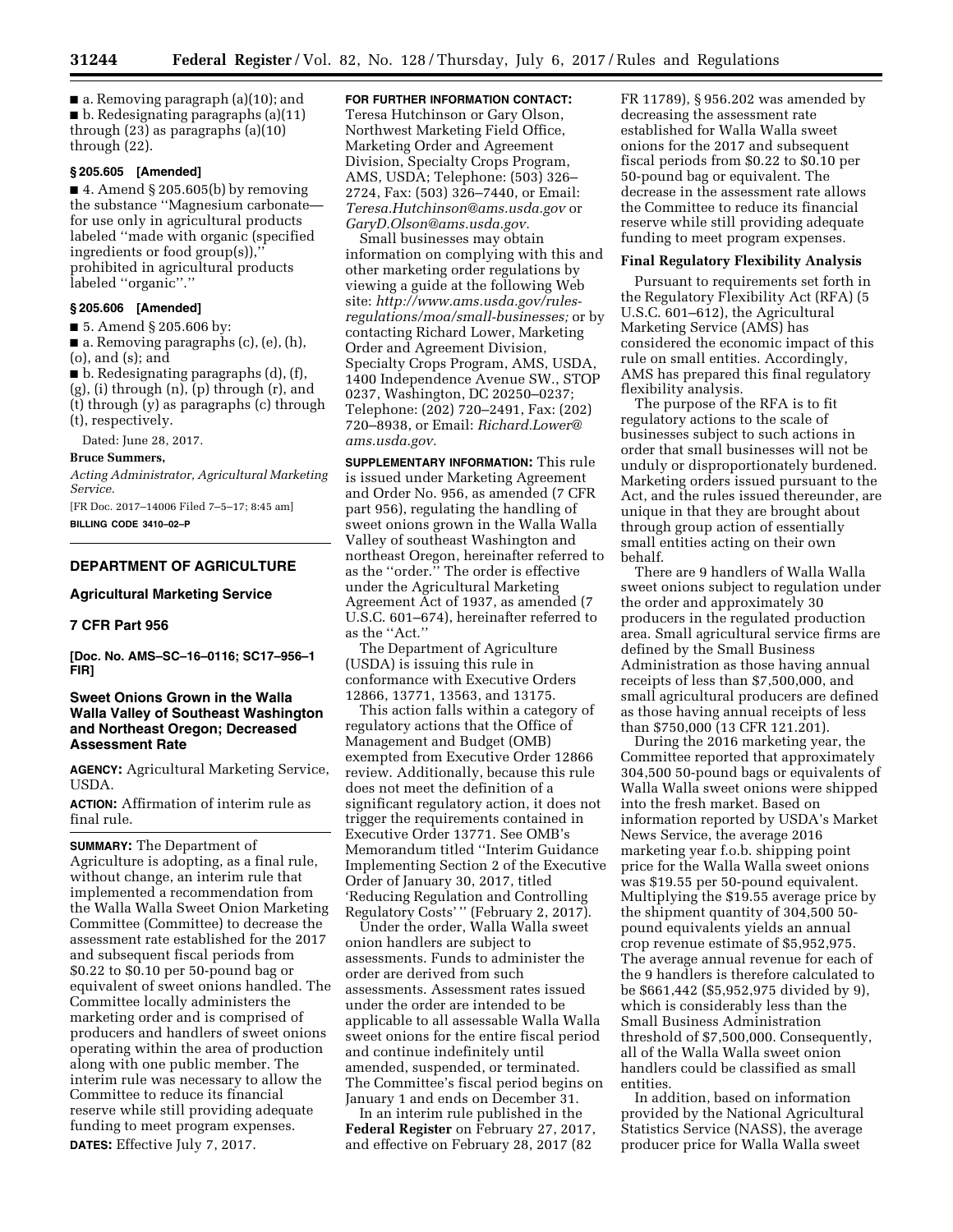■ a. Removing paragraph (a)(10); and

■ b. Redesignating paragraphs (a)(11) through (23) as paragraphs (a)(10) through (22).

**§ 205.605 [Amended]**

■ 4. Amend § 205.605(b) by removing the substance ''Magnesium carbonate—for use only in agricultural products labeled ''made with organic (specified ingredients or food group(s)),'' prohibited in agricultural products labeled ''organic''.''

**§ 205.606 [Amended]**

■ 5. Amend § 205.606 by:

■ a. Removing paragraphs (c), (e), (h), (o), and (s); and

■ b. Redesignating paragraphs (d), (f), (g), (i) through (n), (p) through (r), and (t) through (y) as paragraphs (c) through (t), respectively.

Dated: June 28, 2017.

**Bruce Summers,**

*Acting Administrator, Agricultural Marketing Service.*

[FR Doc. 2017–14006 Filed 7–5–17; 8:45 am]

**BILLING CODE 3410–02–P**

---

## DEPARTMENT OF AGRICULTURE

### Agricultural Marketing Service

### 7 CFR Part 956

**[Doc. No. AMS–SC–16–0116; SC17–956–1 FIR]**

## Sweet Onions Grown in the Walla Walla Valley of Southeast Washington and Northeast Oregon; Decreased Assessment Rate

**AGENCY:** Agricultural Marketing Service, USDA.

**ACTION:** Affirmation of interim rule as final rule.

**SUMMARY:** The Department of Agriculture is adopting, as a final rule, without change, an interim rule that implemented a recommendation from the Walla Walla Sweet Onion Marketing Committee (Committee) to decrease the assessment rate established for the 2017 and subsequent fiscal periods from $0.22 to $0.10 per 50-pound bag or equivalent of sweet onions handled. The Committee locally administers the marketing order and is comprised of producers and handlers of sweet onions operating within the area of production along with one public member. The interim rule was necessary to allow the Committee to reduce its financial reserve while still providing adequate funding to meet program expenses.

**DATES:** Effective July 7, 2017.

**FOR FURTHER INFORMATION CONTACT:** Teresa Hutchinson or Gary Olson, Northwest Marketing Field Office, Marketing Order and Agreement Division, Specialty Crops Program, AMS, USDA; Telephone: (503) 326–2724, Fax: (503) 326–7440, or Email: *Teresa.Hutchinson@ams.usda.gov* or *GaryD.Olson@ams.usda.gov.*

Small businesses may obtain information on complying with this and other marketing order regulations by viewing a guide at the following Web site: *http://www.ams.usda.gov/rules-regulations/moa/small-businesses;* or by contacting Richard Lower, Marketing Order and Agreement Division, Specialty Crops Program, AMS, USDA, 1400 Independence Avenue SW., STOP 0237, Washington, DC 20250–0237; Telephone: (202) 720–2491, Fax: (202) 720–8938, or Email: *Richard.Lower@ams.usda.gov.*

**SUPPLEMENTARY INFORMATION:** This rule is issued under Marketing Agreement and Order No. 956, as amended (7 CFR part 956), regulating the handling of sweet onions grown in the Walla Walla Valley of southeast Washington and northeast Oregon, hereinafter referred to as the ''order.'' The order is effective under the Agricultural Marketing Agreement Act of 1937, as amended (7 U.S.C. 601–674), hereinafter referred to as the ''Act.''

The Department of Agriculture (USDA) is issuing this rule in conformance with Executive Orders 12866, 13771, 13563, and 13175.

This action falls within a category of regulatory actions that the Office of Management and Budget (OMB) exempted from Executive Order 12866 review. Additionally, because this rule does not meet the definition of a significant regulatory action, it does not trigger the requirements contained in Executive Order 13771. See OMB's Memorandum titled ''Interim Guidance Implementing Section 2 of the Executive Order of January 30, 2017, titled 'Reducing Regulation and Controlling Regulatory Costs' '' (February 2, 2017).

Under the order, Walla Walla sweet onion handlers are subject to assessments. Funds to administer the order are derived from such assessments. Assessment rates issued under the order are intended to be applicable to all assessable Walla Walla sweet onions for the entire fiscal period and continue indefinitely until amended, suspended, or terminated. The Committee's fiscal period begins on January 1 and ends on December 31.

In an interim rule published in the **Federal Register** on February 27, 2017, and effective on February 28, 2017 (82 FR 11789), § 956.202 was amended by decreasing the assessment rate established for Walla Walla sweet onions for the 2017 and subsequent fiscal periods from $0.22 to $0.10 per 50-pound bag or equivalent. The decrease in the assessment rate allows the Committee to reduce its financial reserve while still providing adequate funding to meet program expenses.

### Final Regulatory Flexibility Analysis

Pursuant to requirements set forth in the Regulatory Flexibility Act (RFA) (5 U.S.C. 601–612), the Agricultural Marketing Service (AMS) has considered the economic impact of this rule on small entities. Accordingly, AMS has prepared this final regulatory flexibility analysis.

The purpose of the RFA is to fit regulatory actions to the scale of businesses subject to such actions in order that small businesses will not be unduly or disproportionately burdened. Marketing orders issued pursuant to the Act, and the rules issued thereunder, are unique in that they are brought about through group action of essentially small entities acting on their own behalf.

There are 9 handlers of Walla Walla sweet onions subject to regulation under the order and approximately 30 producers in the regulated production area. Small agricultural service firms are defined by the Small Business Administration as those having annual receipts of less than $7,500,000, and small agricultural producers are defined as those having annual receipts of less than $750,000 (13 CFR 121.201).

During the 2016 marketing year, the Committee reported that approximately 304,500 50-pound bags or equivalents of Walla Walla sweet onions were shipped into the fresh market. Based on information reported by USDA's Market News Service, the average 2016 marketing year f.o.b. shipping point price for the Walla Walla sweet onions was $19.55 per 50-pound equivalent. Multiplying the $19.55 average price by the shipment quantity of 304,500 50-pound equivalents yields an annual crop revenue estimate of $5,952,975. The average annual revenue for each of the 9 handlers is therefore calculated to be $661,442 ($5,952,975 divided by 9), which is considerably less than the Small Business Administration threshold of $7,500,000. Consequently, all of the Walla Walla sweet onion handlers could be classified as small entities.

In addition, based on information provided by the National Agricultural Statistics Service (NASS), the average producer price for Walla Walla sweet